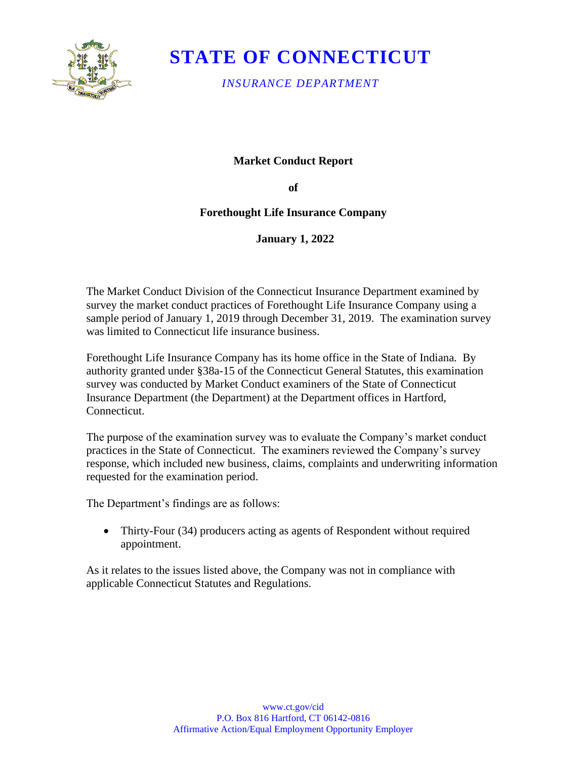# STATE OF CONNECTICUT

*INSURANCE DEPARTMENT*

**Market Conduct Report**

**of**

**Forethought Life Insurance Company**

**January 1, 2022**

The Market Conduct Division of the Connecticut Insurance Department examined by survey the market conduct practices of Forethought Life Insurance Company using a sample period of January 1, 2019 through December 31, 2019. The examination survey was limited to Connecticut life insurance business.

Forethought Life Insurance Company has its home office in the State of Indiana. By authority granted under §38a-15 of the Connecticut General Statutes, this examination survey was conducted by Market Conduct examiners of the State of Connecticut Insurance Department (the Department) at the Department offices in Hartford, Connecticut.

The purpose of the examination survey was to evaluate the Company's market conduct practices in the State of Connecticut. The examiners reviewed the Company's survey response, which included new business, claims, complaints and underwriting information requested for the examination period.

The Department's findings are as follows:

- Thirty-Four (34) producers acting as agents of Respondent without required appointment.

As it relates to the issues listed above, the Company was not in compliance with applicable Connecticut Statutes and Regulations.

www.ct.gov/cid
P.O. Box 816 Hartford, CT 06142-0816
Affirmative Action/Equal Employment Opportunity Employer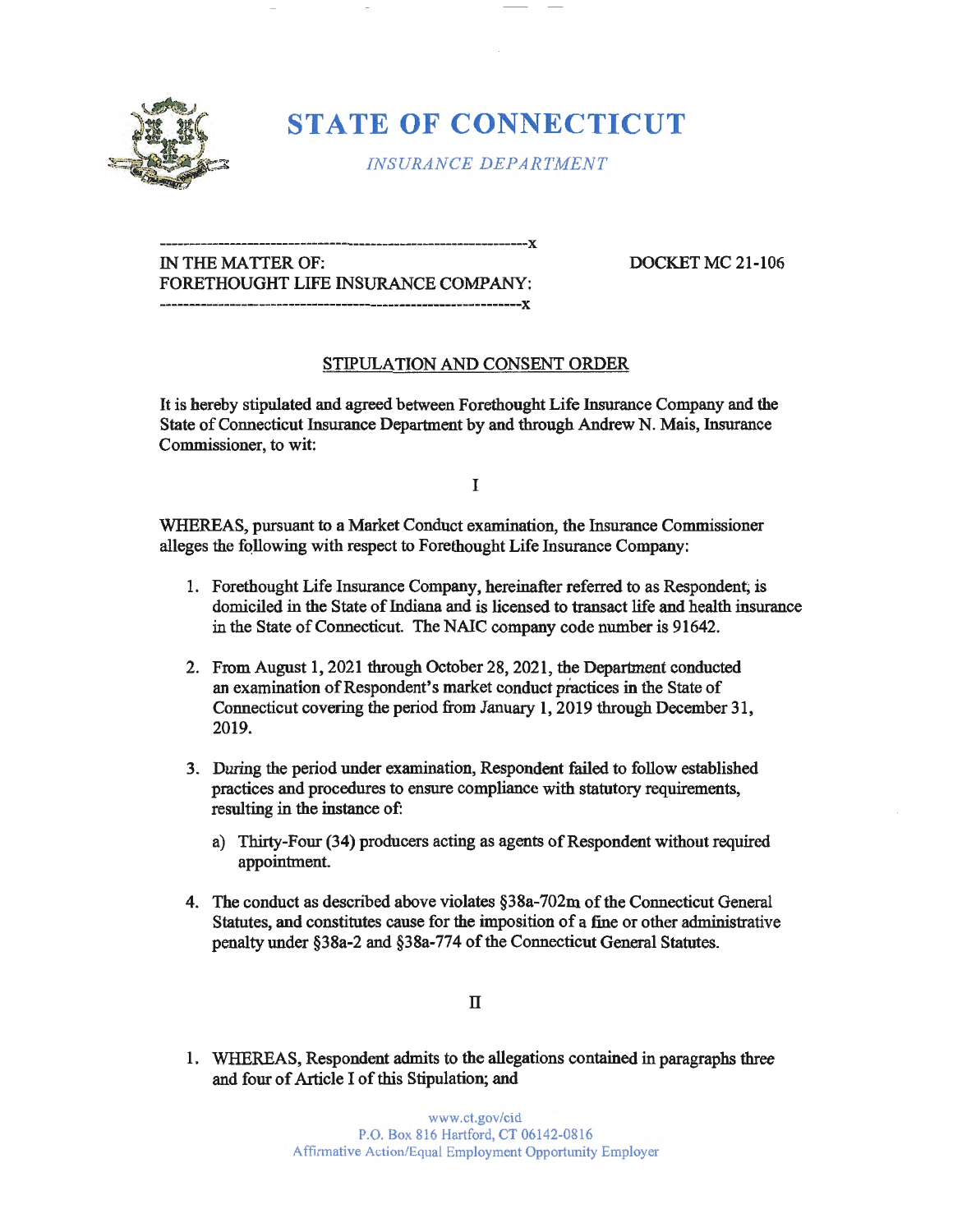# STATE OF CONNECTICUT

*INSURANCE DEPARTMENT*

---

IN THE MATTER OF:
FORETHOUGHT LIFE INSURANCE COMPANY:

DOCKET MC 21-106

---

## STIPULATION AND CONSENT ORDER

It is hereby stipulated and agreed between Forethought Life Insurance Company and the State of Connecticut Insurance Department by and through Andrew N. Mais, Insurance Commissioner, to wit:

I

WHEREAS, pursuant to a Market Conduct examination, the Insurance Commissioner alleges the following with respect to Forethought Life Insurance Company:

1. Forethought Life Insurance Company, hereinafter referred to as Respondent, is domiciled in the State of Indiana and is licensed to transact life and health insurance in the State of Connecticut. The NAIC company code number is 91642.

2. From August 1, 2021 through October 28, 2021, the Department conducted an examination of Respondent's market conduct practices in the State of Connecticut covering the period from January 1, 2019 through December 31, 2019.

3. During the period under examination, Respondent failed to follow established practices and procedures to ensure compliance with statutory requirements, resulting in the instance of:

   a) Thirty-Four (34) producers acting as agents of Respondent without required appointment.

4. The conduct as described above violates §38a-702m of the Connecticut General Statutes, and constitutes cause for the imposition of a fine or other administrative penalty under §38a-2 and §38a-774 of the Connecticut General Statutes.

II

1. WHEREAS, Respondent admits to the allegations contained in paragraphs three and four of Article I of this Stipulation; and

www.ct.gov/cid
P.O. Box 816 Hartford, CT 06142-0816
Affirmative Action/Equal Employment Opportunity Employer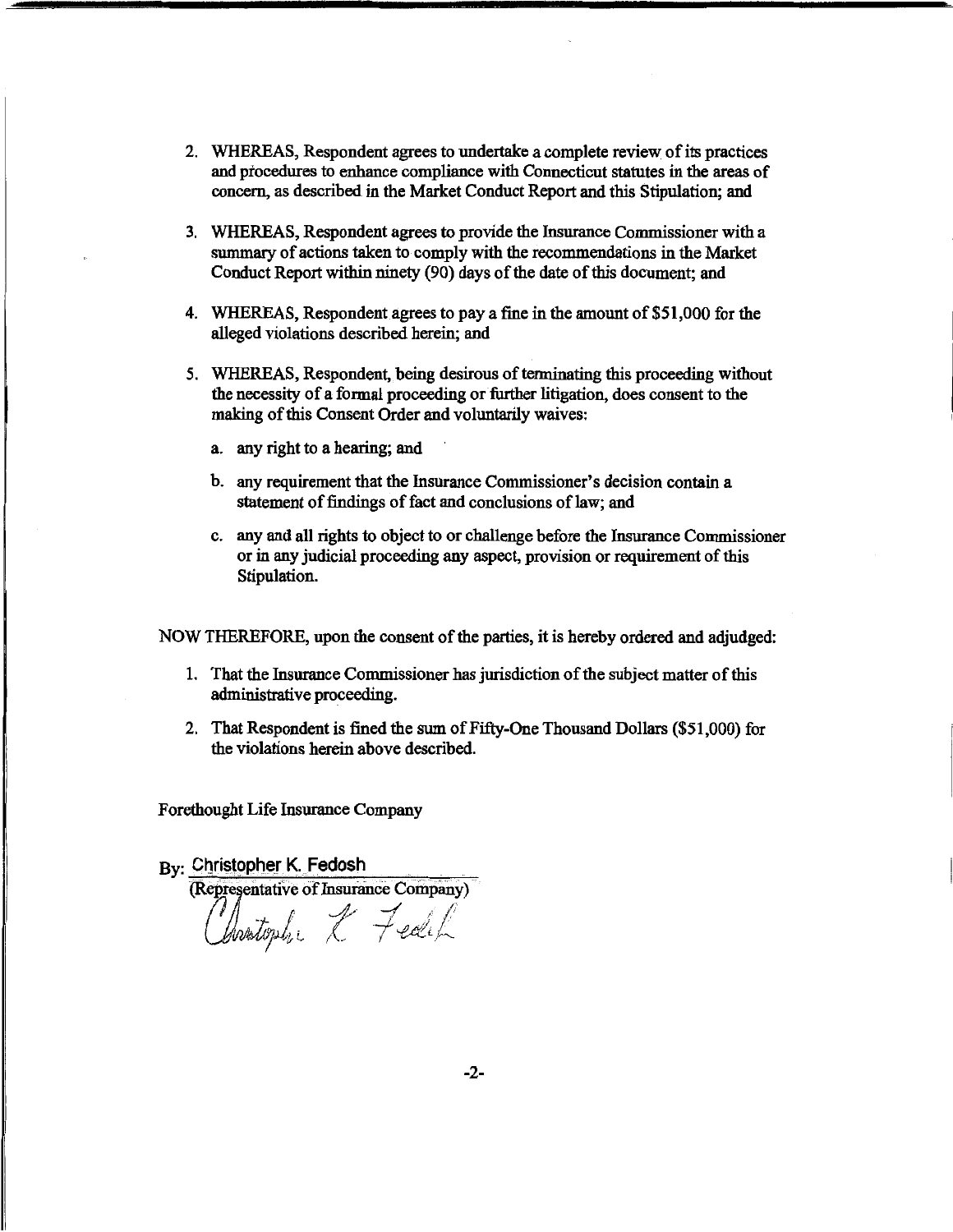2. WHEREAS, Respondent agrees to undertake a complete review of its practices and procedures to enhance compliance with Connecticut statutes in the areas of concern, as described in the Market Conduct Report and this Stipulation; and

3. WHEREAS, Respondent agrees to provide the Insurance Commissioner with a summary of actions taken to comply with the recommendations in the Market Conduct Report within ninety (90) days of the date of this document; and

4. WHEREAS, Respondent agrees to pay a fine in the amount of $51,000 for the alleged violations described herein; and

5. WHEREAS, Respondent, being desirous of terminating this proceeding without the necessity of a formal proceeding or further litigation, does consent to the making of this Consent Order and voluntarily waives:

   a. any right to a hearing; and

   b. any requirement that the Insurance Commissioner's decision contain a statement of findings of fact and conclusions of law; and

   c. any and all rights to object to or challenge before the Insurance Commissioner or in any judicial proceeding any aspect, provision or requirement of this Stipulation.

NOW THEREFORE, upon the consent of the parties, it is hereby ordered and adjudged:

1. That the Insurance Commissioner has jurisdiction of the subject matter of this administrative proceeding.

2. That Respondent is fined the sum of Fifty-One Thousand Dollars ($51,000) for the violations herein above described.

Forethought Life Insurance Company

By: Christopher K. Fedosh
(Representative of Insurance Company)

Christopher K Fedosh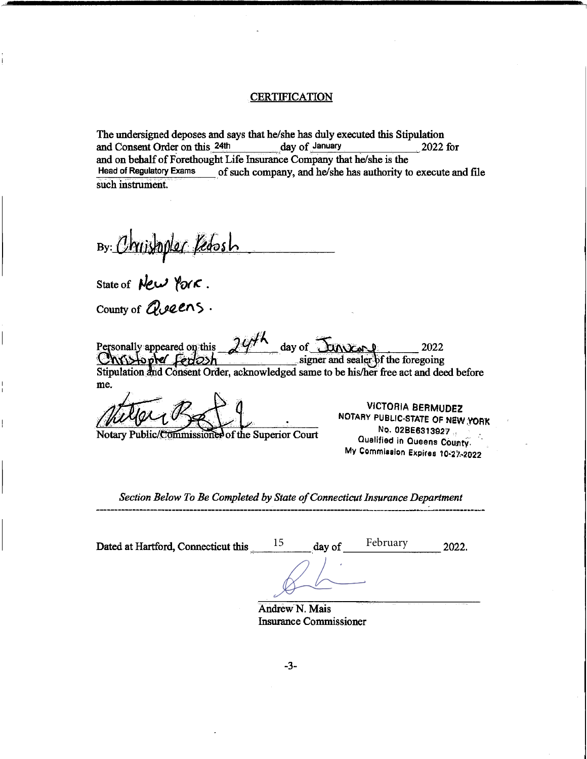## CERTIFICATION

The undersigned deposes and says that he/she has duly executed this Stipulation and Consent Order on this 24th day of January 2022 for and on behalf of Forethought Life Insurance Company that he/she is the Head of Regulatory Exams of such company, and he/she has authority to execute and file such instrument.

By: Christopher Fedosh

State of New York.

County of Queens.

Personally appeared on this 24th day of January 2022 Christopher Fedosh signer and sealer of the foregoing Stipulation and Consent Order, acknowledged same to be his/her free act and deed before me.

Notary Public/Commissioner of the Superior Court

VICTORIA BERMUDEZ
NOTARY PUBLIC-STATE OF NEW YORK
No. 02BE6313927
Qualified in Queens County.
My Commission Expires 10-27-2022

*Section Below To Be Completed by State of Connecticut Insurance Department*

---

Dated at Hartford, Connecticut this 15 day of February 2022.

Andrew N. Mais
Insurance Commissioner